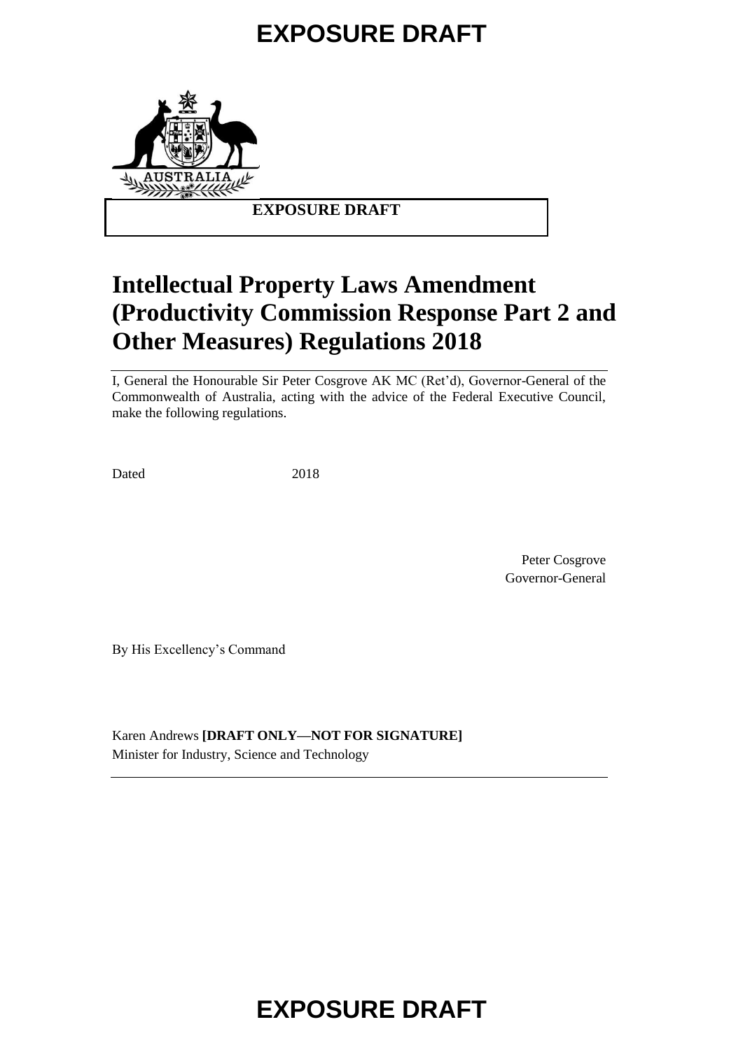# EXPOSURE DRAFT

**EXPOSURE DRAFT**

# Intellectual Property Laws Amendment (Productivity Commission Response Part 2 and Other Measures) Regulations 2018

I, General the Honourable Sir Peter Cosgrove AK MC (Ret'd), Governor-General of the Commonwealth of Australia, acting with the advice of the Federal Executive Council, make the following regulations.

Dated 2018

Peter Cosgrove
Governor-General

By His Excellency's Command

Karen Andrews **[DRAFT ONLY—NOT FOR SIGNATURE]**
Minister for Industry, Science and Technology

# EXPOSURE DRAFT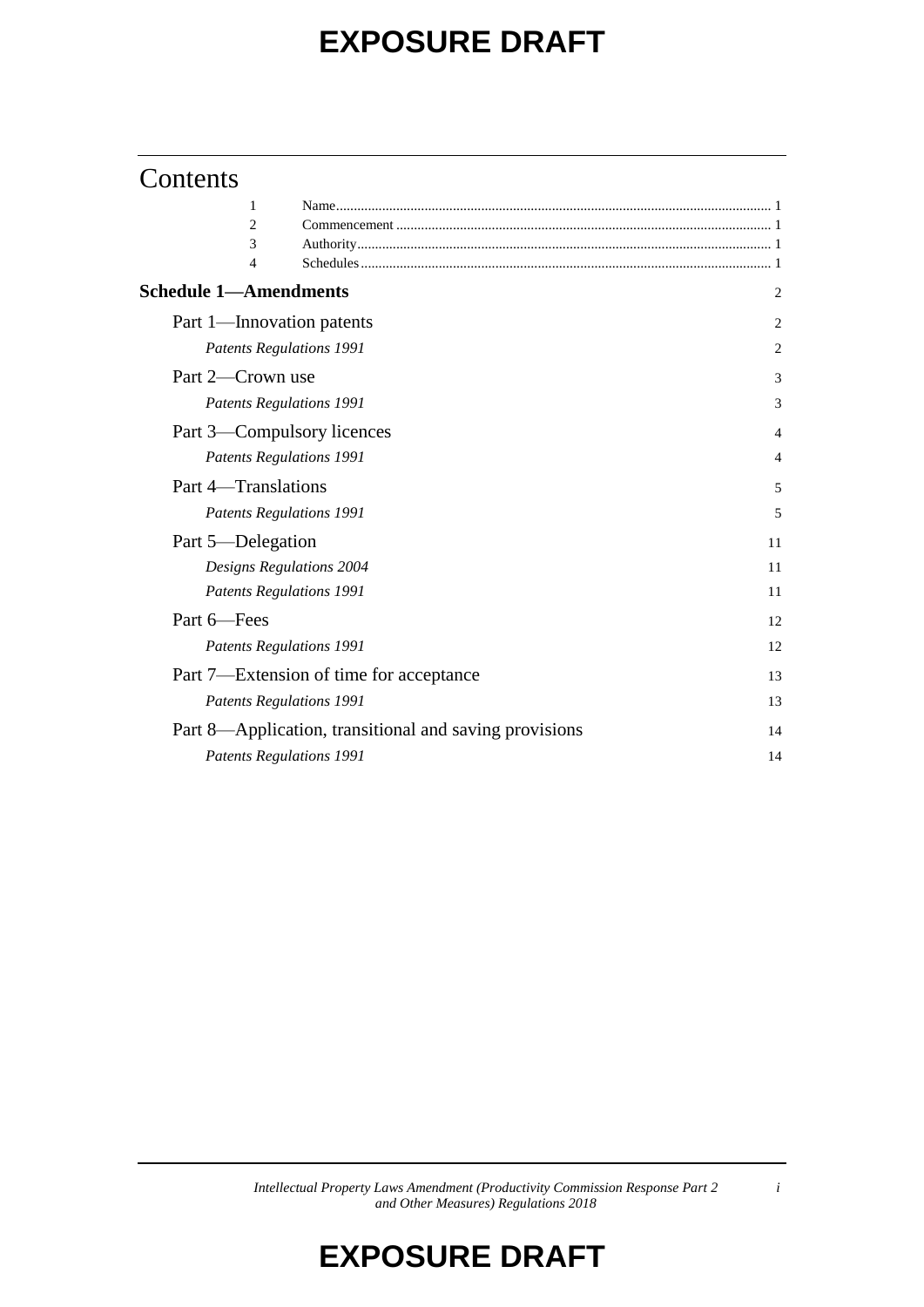# Contents

| | | |
|---|---|---|
| 1 | Name | 1 |
| 2 | Commencement | 1 |
| 3 | Authority | 1 |
| 4 | Schedules | 1 |

**Schedule 1—Amendments** 2

Part 1—Innovation patents 2

*Patents Regulations 1991* 2

Part 2—Crown use 3

*Patents Regulations 1991* 3

Part 3—Compulsory licences 4

*Patents Regulations 1991* 4

Part 4—Translations 5

*Patents Regulations 1991* 5

Part 5—Delegation 11

*Designs Regulations 2004* 11

*Patents Regulations 1991* 11

Part 6—Fees 12

*Patents Regulations 1991* 12

Part 7—Extension of time for acceptance 13

*Patents Regulations 1991* 13

Part 8—Application, transitional and saving provisions 14

*Patents Regulations 1991* 14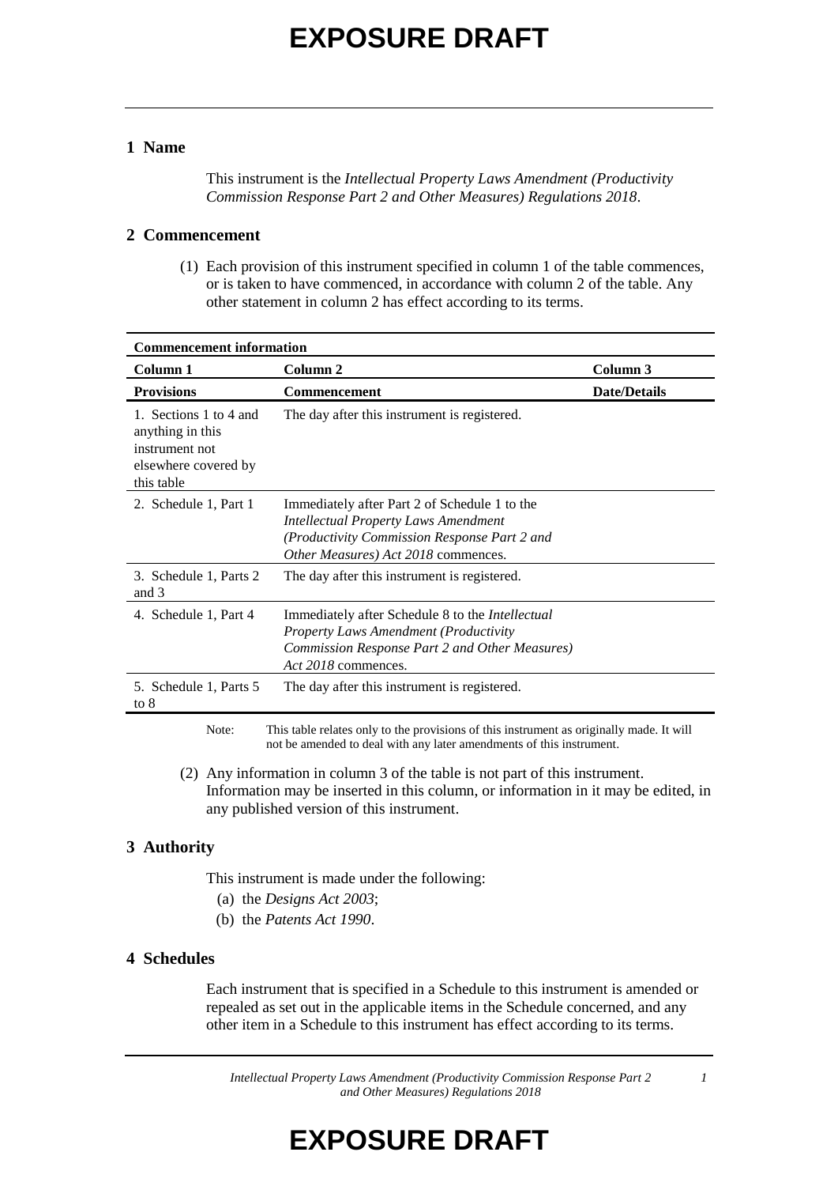## 1 Name

This instrument is the *Intellectual Property Laws Amendment (Productivity Commission Response Part 2 and Other Measures) Regulations 2018*.

## 2 Commencement

(1) Each provision of this instrument specified in column 1 of the table commences, or is taken to have commenced, in accordance with column 2 of the table. Any other statement in column 2 has effect according to its terms.

| **Commencement information** | | |
|---|---|---|
| **Column 1** | **Column 2** | **Column 3** |
| **Provisions** | **Commencement** | **Date/Details** |
| 1. Sections 1 to 4 and anything in this instrument not elsewhere covered by this table | The day after this instrument is registered. | |
| 2. Schedule 1, Part 1 | Immediately after Part 2 of Schedule 1 to the *Intellectual Property Laws Amendment (Productivity Commission Response Part 2 and Other Measures) Act 2018* commences. | |
| 3. Schedule 1, Parts 2 and 3 | The day after this instrument is registered. | |
| 4. Schedule 1, Part 4 | Immediately after Schedule 8 to the *Intellectual Property Laws Amendment (Productivity Commission Response Part 2 and Other Measures) Act 2018* commences. | |
| 5. Schedule 1, Parts 5 to 8 | The day after this instrument is registered. | |

Note: This table relates only to the provisions of this instrument as originally made. It will not be amended to deal with any later amendments of this instrument.

(2) Any information in column 3 of the table is not part of this instrument. Information may be inserted in this column, or information in it may be edited, in any published version of this instrument.

## 3 Authority

This instrument is made under the following:

(a) the *Designs Act 2003*;

(b) the *Patents Act 1990*.

## 4 Schedules

Each instrument that is specified in a Schedule to this instrument is amended or repealed as set out in the applicable items in the Schedule concerned, and any other item in a Schedule to this instrument has effect according to its terms.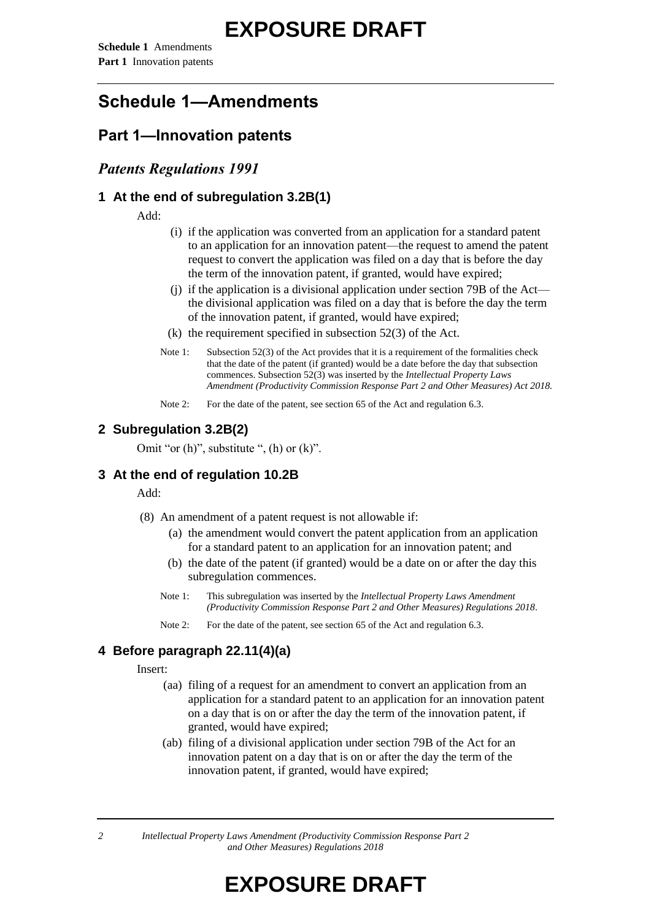# Schedule 1—Amendments

## Part 1—Innovation patents

### *Patents Regulations 1991*

#### 1 At the end of subregulation 3.2B(1)

Add:

(i) if the application was converted from an application for a standard patent to an application for an innovation patent—the request to amend the patent request to convert the application was filed on a day that is before the day the term of the innovation patent, if granted, would have expired;

(j) if the application is a divisional application under section 79B of the Act—the divisional application was filed on a day that is before the day the term of the innovation patent, if granted, would have expired;

(k) the requirement specified in subsection 52(3) of the Act.

Note 1: Subsection 52(3) of the Act provides that it is a requirement of the formalities check that the date of the patent (if granted) would be a date before the day that subsection commences. Subsection 52(3) was inserted by the *Intellectual Property Laws Amendment (Productivity Commission Response Part 2 and Other Measures) Act 2018.*

Note 2: For the date of the patent, see section 65 of the Act and regulation 6.3.

#### 2 Subregulation 3.2B(2)

Omit "or (h)", substitute ", (h) or (k)".

#### 3 At the end of regulation 10.2B

Add:

(8) An amendment of a patent request is not allowable if:

(a) the amendment would convert the patent application from an application for a standard patent to an application for an innovation patent; and

(b) the date of the patent (if granted) would be a date on or after the day this subregulation commences.

Note 1: This subregulation was inserted by the *Intellectual Property Laws Amendment (Productivity Commission Response Part 2 and Other Measures) Regulations 2018*.

Note 2: For the date of the patent, see section 65 of the Act and regulation 6.3.

#### 4 Before paragraph 22.11(4)(a)

Insert:

(aa) filing of a request for an amendment to convert an application from an application for a standard patent to an application for an innovation patent on a day that is on or after the day the term of the innovation patent, if granted, would have expired;

(ab) filing of a divisional application under section 79B of the Act for an innovation patent on a day that is on or after the day the term of the innovation patent, if granted, would have expired;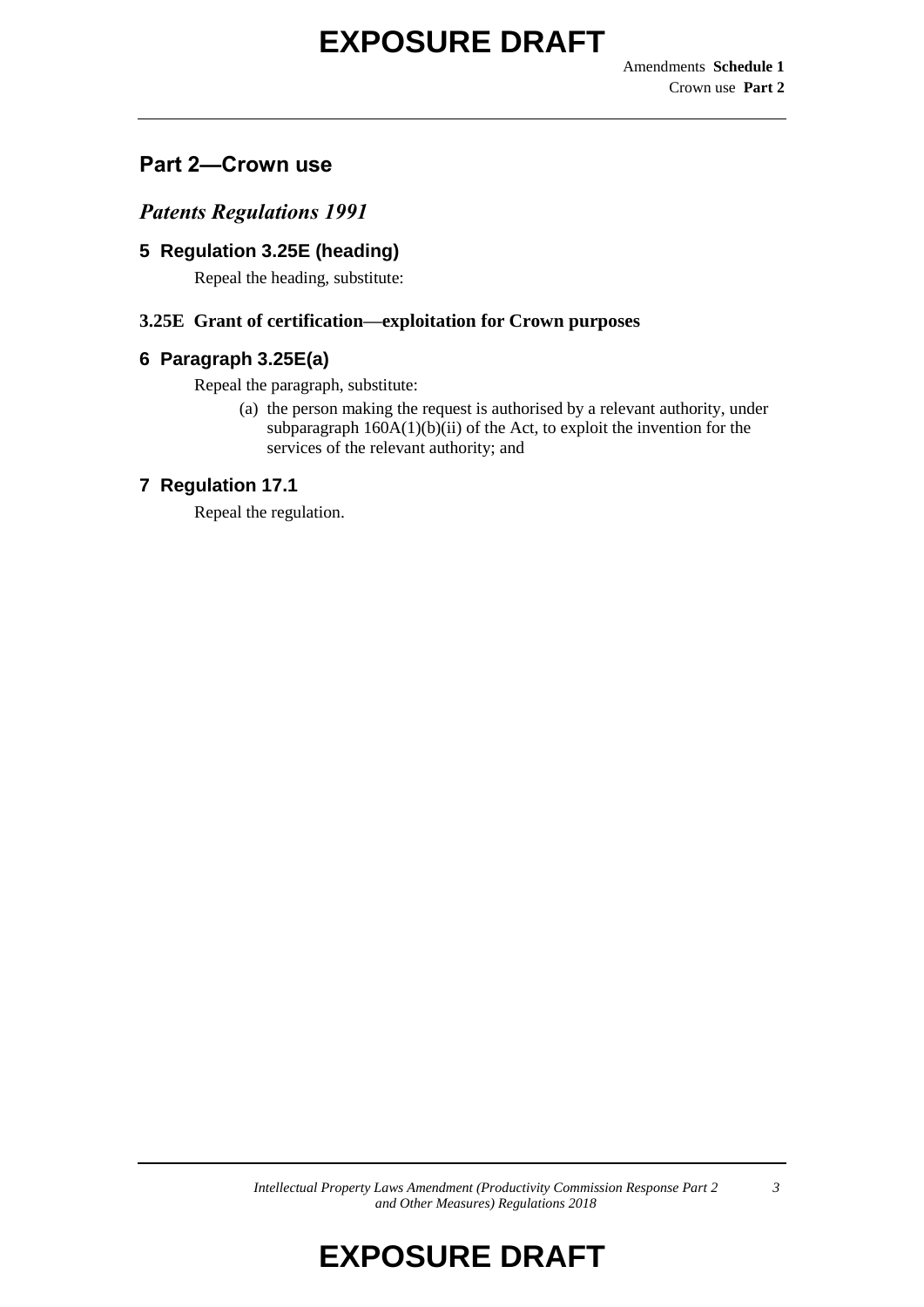## Part 2—Crown use

### *Patents Regulations 1991*

### 5 Regulation 3.25E (heading)

Repeal the heading, substitute:

**3.25E Grant of certification—exploitation for Crown purposes**

### 6 Paragraph 3.25E(a)

Repeal the paragraph, substitute:

(a) the person making the request is authorised by a relevant authority, under subparagraph 160A(1)(b)(ii) of the Act, to exploit the invention for the services of the relevant authority; and

### 7 Regulation 17.1

Repeal the regulation.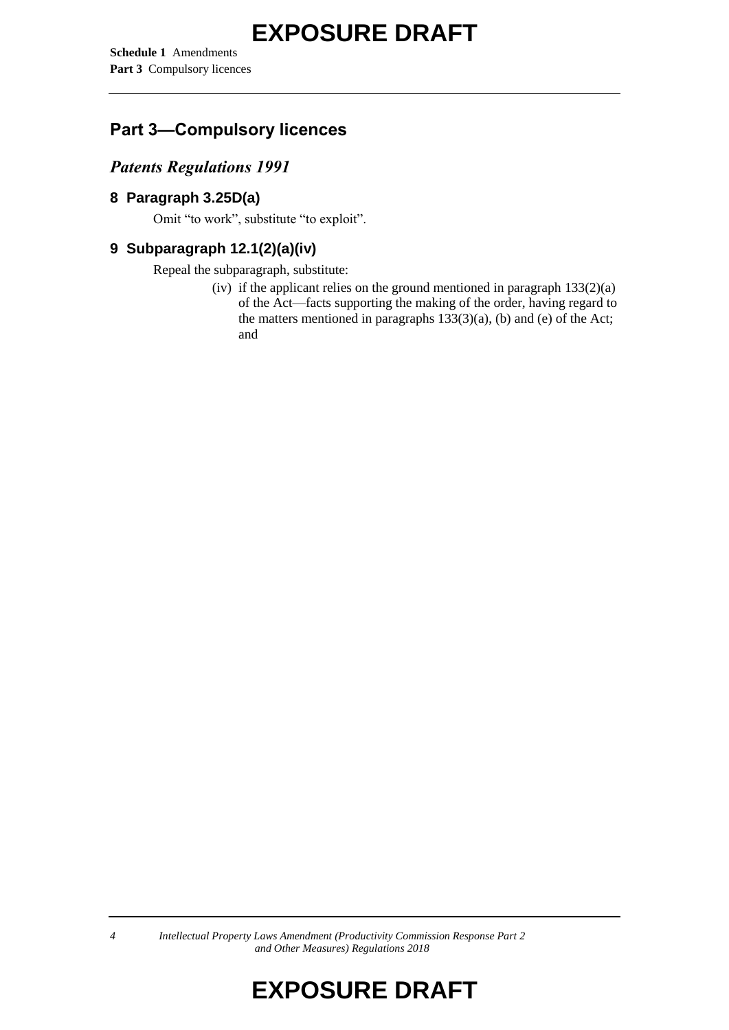## Part 3—Compulsory licences

### *Patents Regulations 1991*

#### 8 Paragraph 3.25D(a)

Omit "to work", substitute "to exploit".

#### 9 Subparagraph 12.1(2)(a)(iv)

Repeal the subparagraph, substitute:

> (iv) if the applicant relies on the ground mentioned in paragraph 133(2)(a) of the Act—facts supporting the making of the order, having regard to the matters mentioned in paragraphs 133(3)(a), (b) and (e) of the Act; and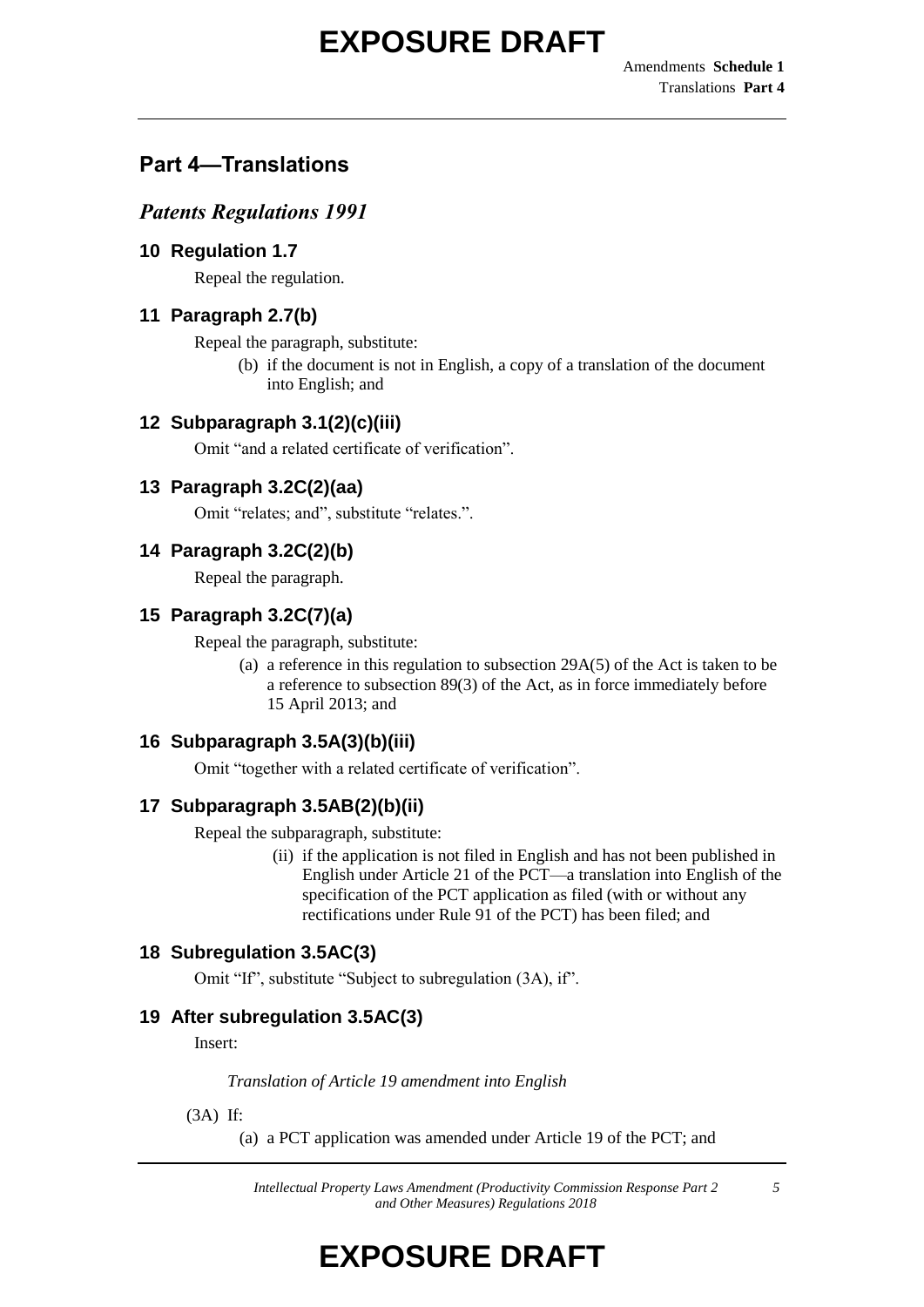## Part 4—Translations

### *Patents Regulations 1991*

#### 10 Regulation 1.7

Repeal the regulation.

#### 11 Paragraph 2.7(b)

Repeal the paragraph, substitute:

(b) if the document is not in English, a copy of a translation of the document into English; and

#### 12 Subparagraph 3.1(2)(c)(iii)

Omit "and a related certificate of verification".

#### 13 Paragraph 3.2C(2)(aa)

Omit "relates; and", substitute "relates.".

#### 14 Paragraph 3.2C(2)(b)

Repeal the paragraph.

#### 15 Paragraph 3.2C(7)(a)

Repeal the paragraph, substitute:

(a) a reference in this regulation to subsection 29A(5) of the Act is taken to be a reference to subsection 89(3) of the Act, as in force immediately before 15 April 2013; and

#### 16 Subparagraph 3.5A(3)(b)(iii)

Omit "together with a related certificate of verification".

#### 17 Subparagraph 3.5AB(2)(b)(ii)

Repeal the subparagraph, substitute:

(ii) if the application is not filed in English and has not been published in English under Article 21 of the PCT—a translation into English of the specification of the PCT application as filed (with or without any rectifications under Rule 91 of the PCT) has been filed; and

#### 18 Subregulation 3.5AC(3)

Omit "If", substitute "Subject to subregulation (3A), if".

#### 19 After subregulation 3.5AC(3)

Insert:

*Translation of Article 19 amendment into English*

(3A) If:

(a) a PCT application was amended under Article 19 of the PCT; and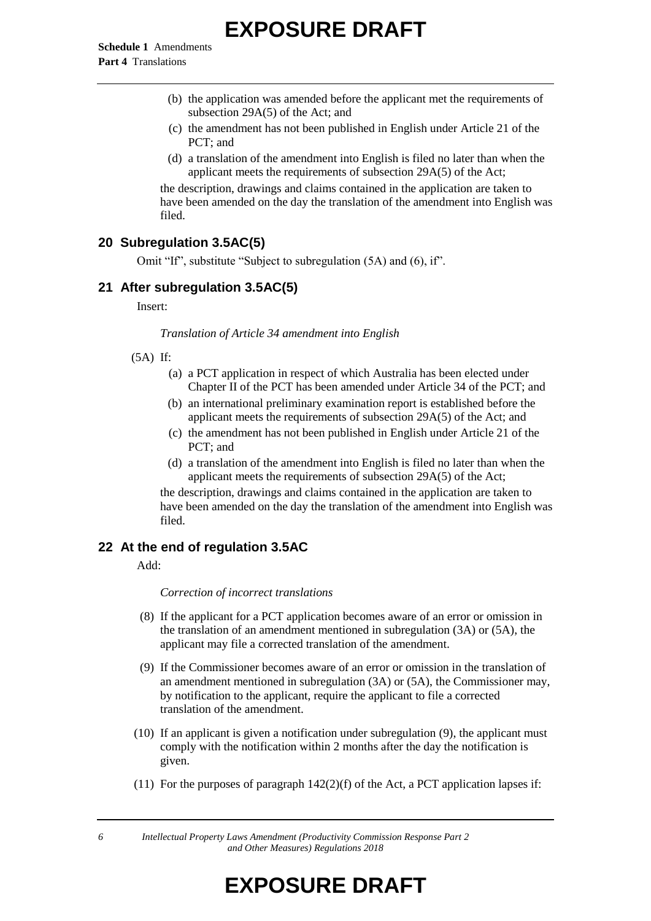(b) the application was amended before the applicant met the requirements of subsection 29A(5) of the Act; and

(c) the amendment has not been published in English under Article 21 of the PCT; and

(d) a translation of the amendment into English is filed no later than when the applicant meets the requirements of subsection 29A(5) of the Act;

the description, drawings and claims contained in the application are taken to have been amended on the day the translation of the amendment into English was filed.

## 20 Subregulation 3.5AC(5)

Omit "If", substitute "Subject to subregulation (5A) and (6), if".

## 21 After subregulation 3.5AC(5)

Insert:

*Translation of Article 34 amendment into English*

(5A) If:

(a) a PCT application in respect of which Australia has been elected under Chapter II of the PCT has been amended under Article 34 of the PCT; and

(b) an international preliminary examination report is established before the applicant meets the requirements of subsection 29A(5) of the Act; and

(c) the amendment has not been published in English under Article 21 of the PCT; and

(d) a translation of the amendment into English is filed no later than when the applicant meets the requirements of subsection 29A(5) of the Act;

the description, drawings and claims contained in the application are taken to have been amended on the day the translation of the amendment into English was filed.

## 22 At the end of regulation 3.5AC

Add:

*Correction of incorrect translations*

(8) If the applicant for a PCT application becomes aware of an error or omission in the translation of an amendment mentioned in subregulation (3A) or (5A), the applicant may file a corrected translation of the amendment.

(9) If the Commissioner becomes aware of an error or omission in the translation of an amendment mentioned in subregulation (3A) or (5A), the Commissioner may, by notification to the applicant, require the applicant to file a corrected translation of the amendment.

(10) If an applicant is given a notification under subregulation (9), the applicant must comply with the notification within 2 months after the day the notification is given.

(11) For the purposes of paragraph 142(2)(f) of the Act, a PCT application lapses if: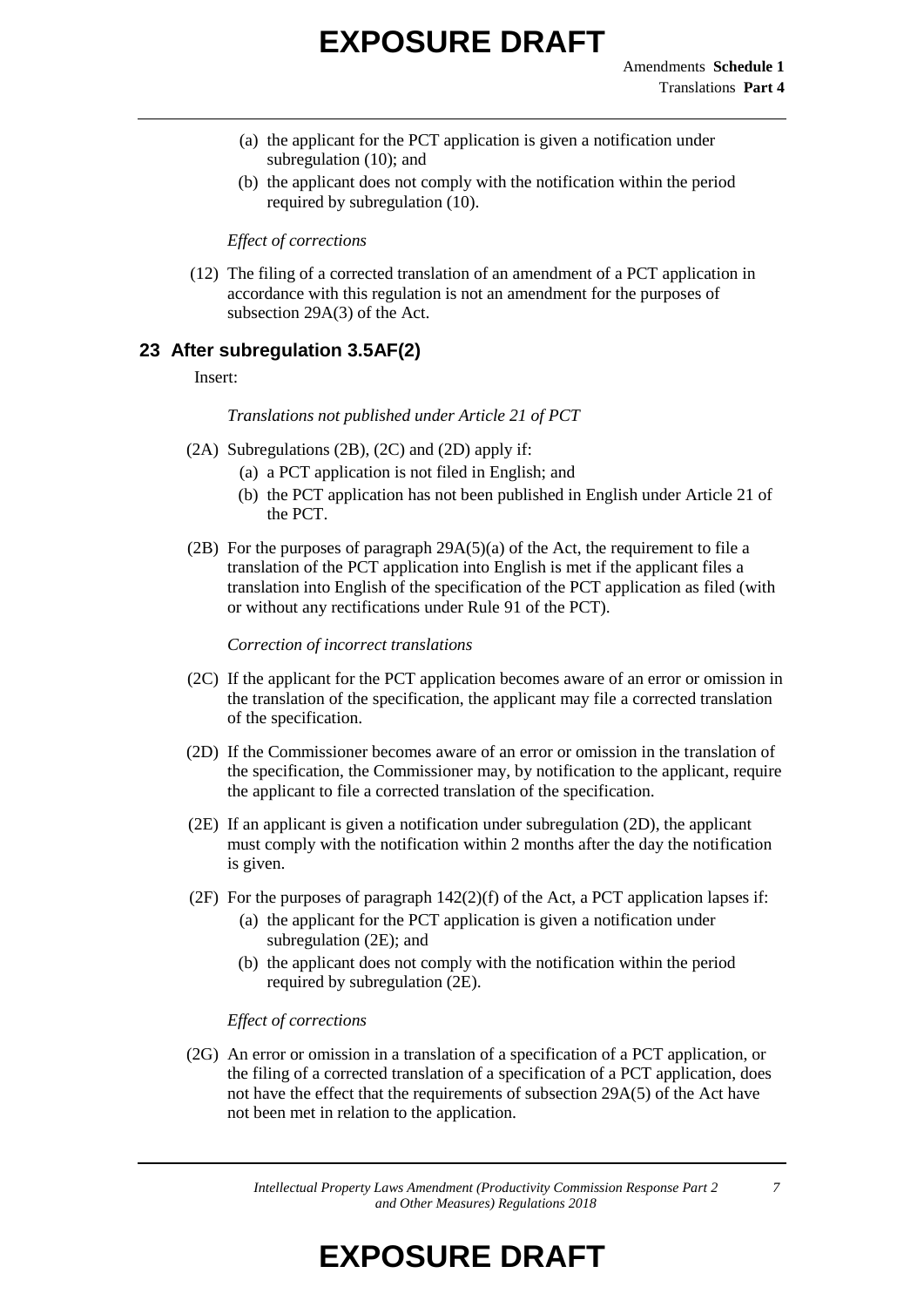(a) the applicant for the PCT application is given a notification under subregulation (10); and

(b) the applicant does not comply with the notification within the period required by subregulation (10).

*Effect of corrections*

(12) The filing of a corrected translation of an amendment of a PCT application in accordance with this regulation is not an amendment for the purposes of subsection 29A(3) of the Act.

## 23 After subregulation 3.5AF(2)

Insert:

*Translations not published under Article 21 of PCT*

(2A) Subregulations (2B), (2C) and (2D) apply if:

(a) a PCT application is not filed in English; and

(b) the PCT application has not been published in English under Article 21 of the PCT.

(2B) For the purposes of paragraph 29A(5)(a) of the Act, the requirement to file a translation of the PCT application into English is met if the applicant files a translation into English of the specification of the PCT application as filed (with or without any rectifications under Rule 91 of the PCT).

*Correction of incorrect translations*

(2C) If the applicant for the PCT application becomes aware of an error or omission in the translation of the specification, the applicant may file a corrected translation of the specification.

(2D) If the Commissioner becomes aware of an error or omission in the translation of the specification, the Commissioner may, by notification to the applicant, require the applicant to file a corrected translation of the specification.

(2E) If an applicant is given a notification under subregulation (2D), the applicant must comply with the notification within 2 months after the day the notification is given.

(2F) For the purposes of paragraph 142(2)(f) of the Act, a PCT application lapses if:

(a) the applicant for the PCT application is given a notification under subregulation (2E); and

(b) the applicant does not comply with the notification within the period required by subregulation (2E).

*Effect of corrections*

(2G) An error or omission in a translation of a specification of a PCT application, or the filing of a corrected translation of a specification of a PCT application, does not have the effect that the requirements of subsection 29A(5) of the Act have not been met in relation to the application.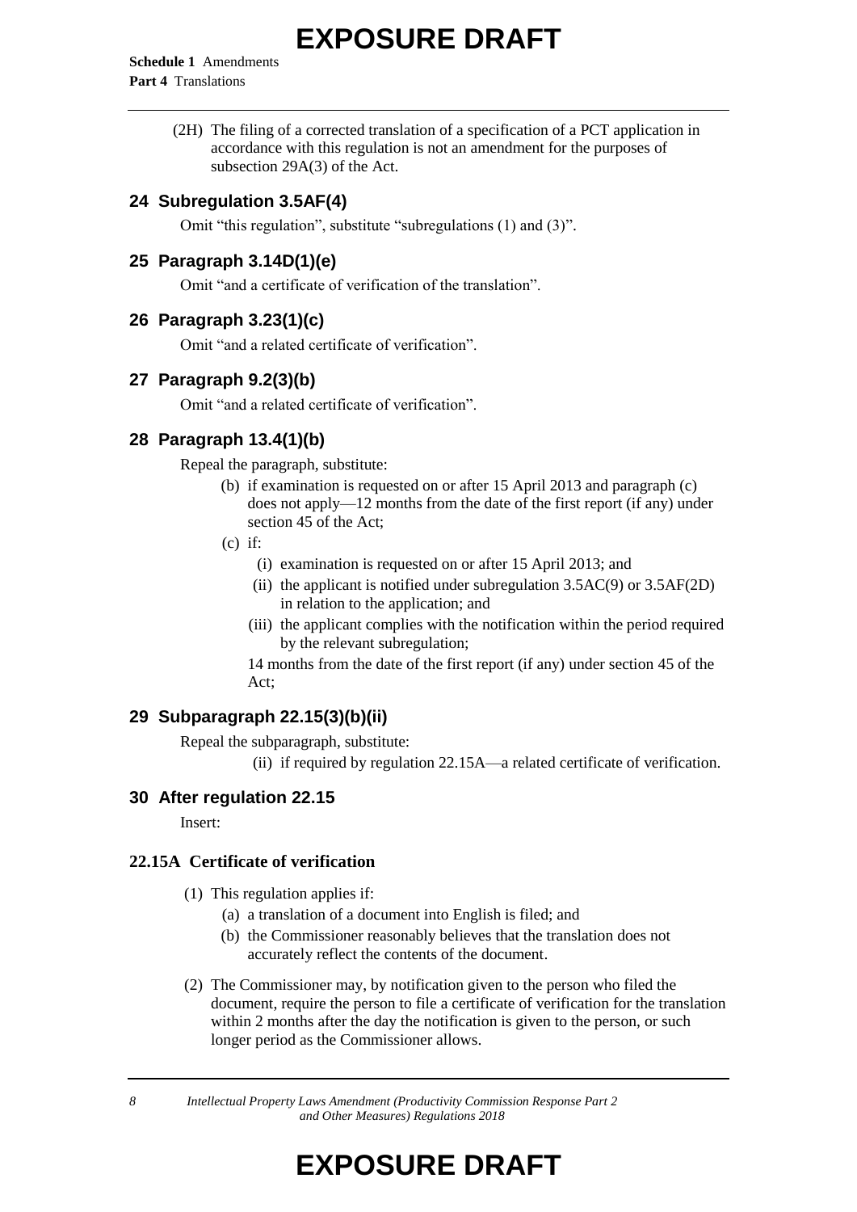(2H) The filing of a corrected translation of a specification of a PCT application in accordance with this regulation is not an amendment for the purposes of subsection 29A(3) of the Act.

## 24 Subregulation 3.5AF(4)

Omit "this regulation", substitute "subregulations (1) and (3)".

## 25 Paragraph 3.14D(1)(e)

Omit "and a certificate of verification of the translation".

## 26 Paragraph 3.23(1)(c)

Omit "and a related certificate of verification".

## 27 Paragraph 9.2(3)(b)

Omit "and a related certificate of verification".

## 28 Paragraph 13.4(1)(b)

Repeal the paragraph, substitute:

(b) if examination is requested on or after 15 April 2013 and paragraph (c) does not apply—12 months from the date of the first report (if any) under section 45 of the Act;

(c) if:

(i) examination is requested on or after 15 April 2013; and

(ii) the applicant is notified under subregulation 3.5AC(9) or 3.5AF(2D) in relation to the application; and

(iii) the applicant complies with the notification within the period required by the relevant subregulation;

14 months from the date of the first report (if any) under section 45 of the Act;

## 29 Subparagraph 22.15(3)(b)(ii)

Repeal the subparagraph, substitute:

(ii) if required by regulation 22.15A—a related certificate of verification.

## 30 After regulation 22.15

Insert:

### 22.15A Certificate of verification

(1) This regulation applies if:

(a) a translation of a document into English is filed; and

(b) the Commissioner reasonably believes that the translation does not accurately reflect the contents of the document.

(2) The Commissioner may, by notification given to the person who filed the document, require the person to file a certificate of verification for the translation within 2 months after the day the notification is given to the person, or such longer period as the Commissioner allows.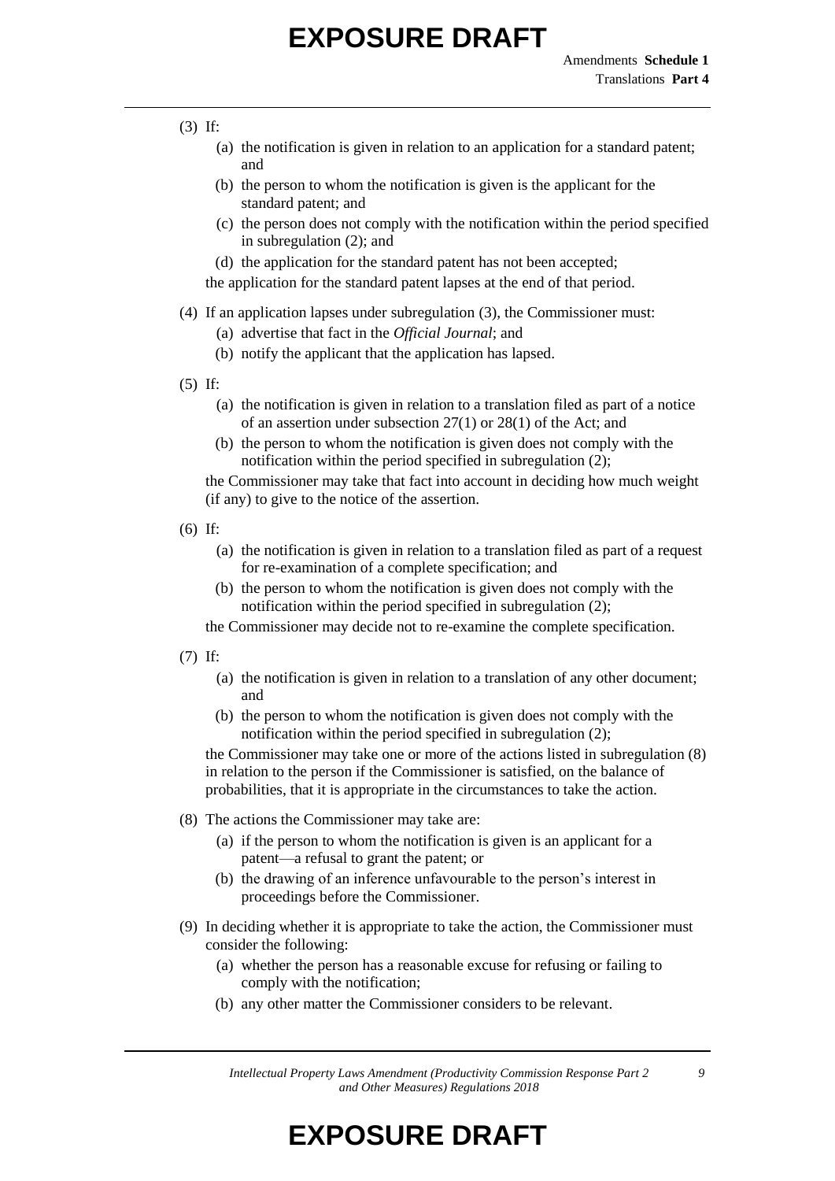(3) If:

  (a) the notification is given in relation to an application for a standard patent; and

  (b) the person to whom the notification is given is the applicant for the standard patent; and

  (c) the person does not comply with the notification within the period specified in subregulation (2); and

  (d) the application for the standard patent has not been accepted;

the application for the standard patent lapses at the end of that period.

(4) If an application lapses under subregulation (3), the Commissioner must:

  (a) advertise that fact in the *Official Journal*; and

  (b) notify the applicant that the application has lapsed.

(5) If:

  (a) the notification is given in relation to a translation filed as part of a notice of an assertion under subsection 27(1) or 28(1) of the Act; and

  (b) the person to whom the notification is given does not comply with the notification within the period specified in subregulation (2);

the Commissioner may take that fact into account in deciding how much weight (if any) to give to the notice of the assertion.

(6) If:

  (a) the notification is given in relation to a translation filed as part of a request for re-examination of a complete specification; and

  (b) the person to whom the notification is given does not comply with the notification within the period specified in subregulation (2);

the Commissioner may decide not to re-examine the complete specification.

(7) If:

  (a) the notification is given in relation to a translation of any other document; and

  (b) the person to whom the notification is given does not comply with the notification within the period specified in subregulation (2);

the Commissioner may take one or more of the actions listed in subregulation (8) in relation to the person if the Commissioner is satisfied, on the balance of probabilities, that it is appropriate in the circumstances to take the action.

(8) The actions the Commissioner may take are:

  (a) if the person to whom the notification is given is an applicant for a patent—a refusal to grant the patent; or

  (b) the drawing of an inference unfavourable to the person's interest in proceedings before the Commissioner.

(9) In deciding whether it is appropriate to take the action, the Commissioner must consider the following:

  (a) whether the person has a reasonable excuse for refusing or failing to comply with the notification;

  (b) any other matter the Commissioner considers to be relevant.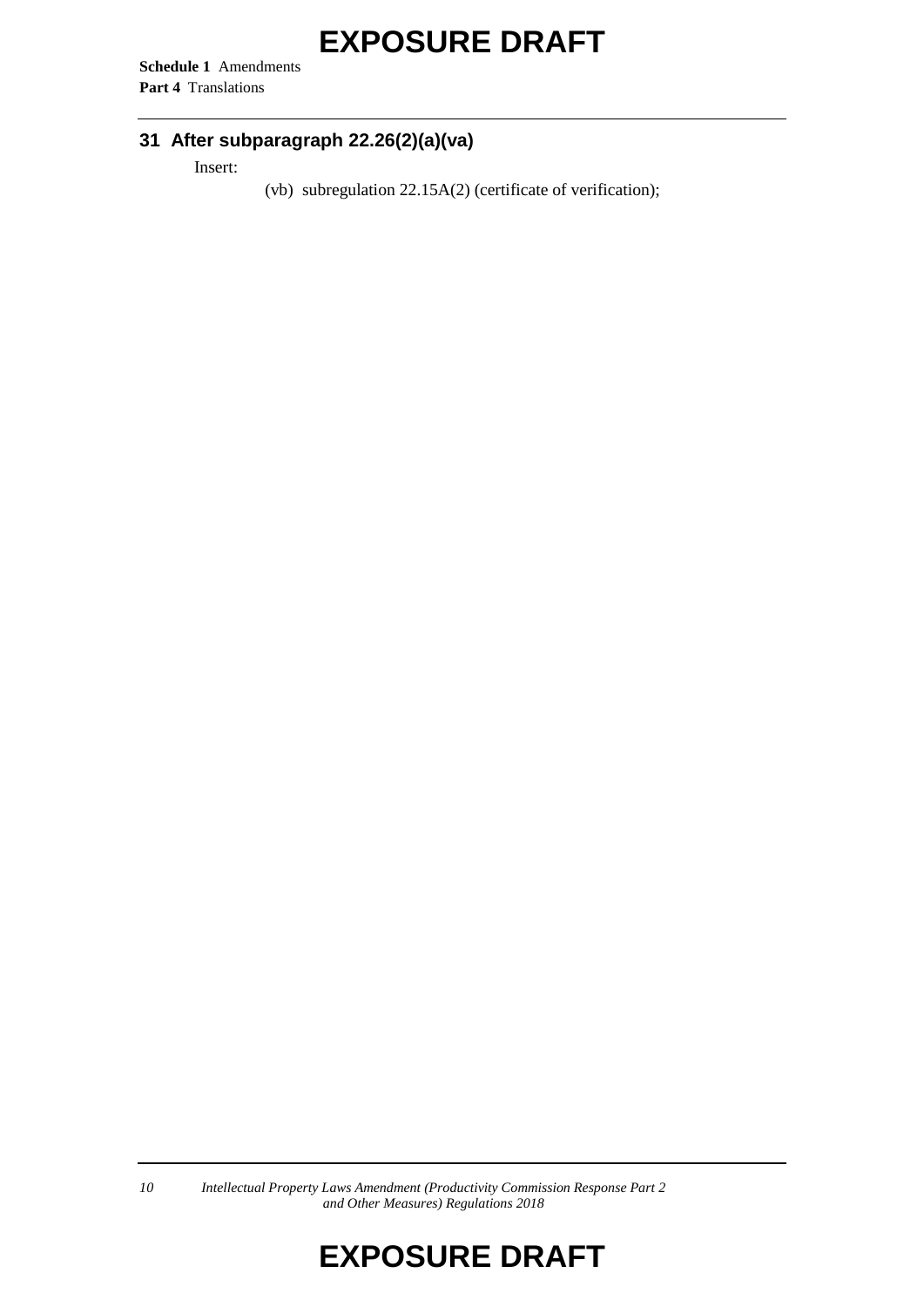## 31 After subparagraph 22.26(2)(a)(va)

Insert:

(vb) subregulation 22.15A(2) (certificate of verification);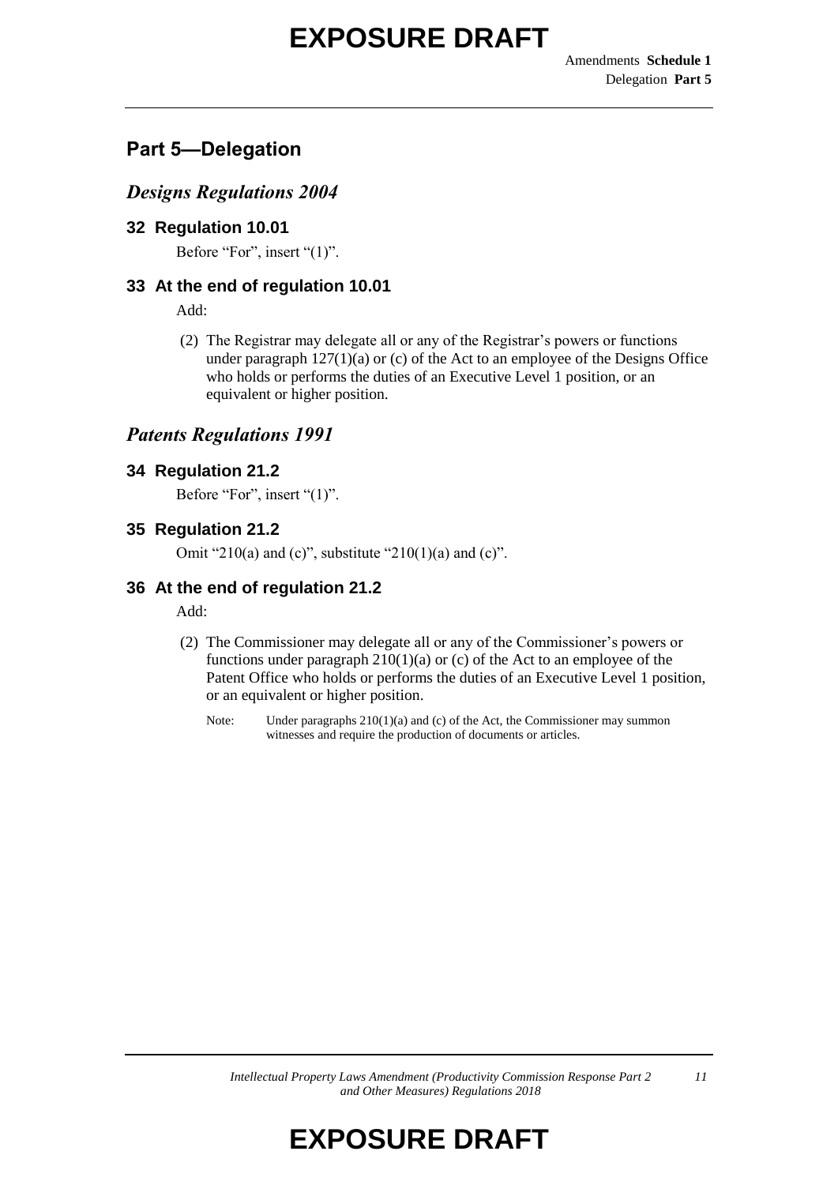## Part 5—Delegation

### *Designs Regulations 2004*

#### 32 Regulation 10.01

Before "For", insert "(1)".

#### 33 At the end of regulation 10.01

Add:

(2) The Registrar may delegate all or any of the Registrar's powers or functions under paragraph 127(1)(a) or (c) of the Act to an employee of the Designs Office who holds or performs the duties of an Executive Level 1 position, or an equivalent or higher position.

### *Patents Regulations 1991*

#### 34 Regulation 21.2

Before "For", insert "(1)".

#### 35 Regulation 21.2

Omit "210(a) and (c)", substitute "210(1)(a) and (c)".

#### 36 At the end of regulation 21.2

Add:

(2) The Commissioner may delegate all or any of the Commissioner's powers or functions under paragraph 210(1)(a) or (c) of the Act to an employee of the Patent Office who holds or performs the duties of an Executive Level 1 position, or an equivalent or higher position.

Note: Under paragraphs 210(1)(a) and (c) of the Act, the Commissioner may summon witnesses and require the production of documents or articles.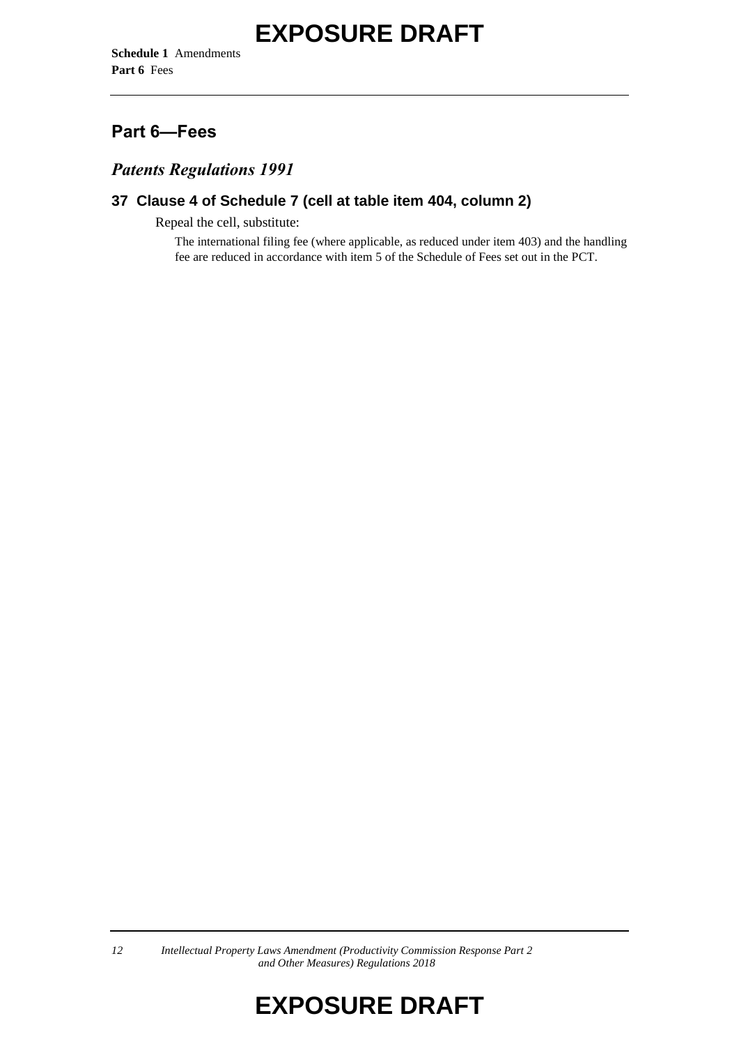## Part 6—Fees

### *Patents Regulations 1991*

#### 37 Clause 4 of Schedule 7 (cell at table item 404, column 2)

Repeal the cell, substitute:

The international filing fee (where applicable, as reduced under item 403) and the handling fee are reduced in accordance with item 5 of the Schedule of Fees set out in the PCT.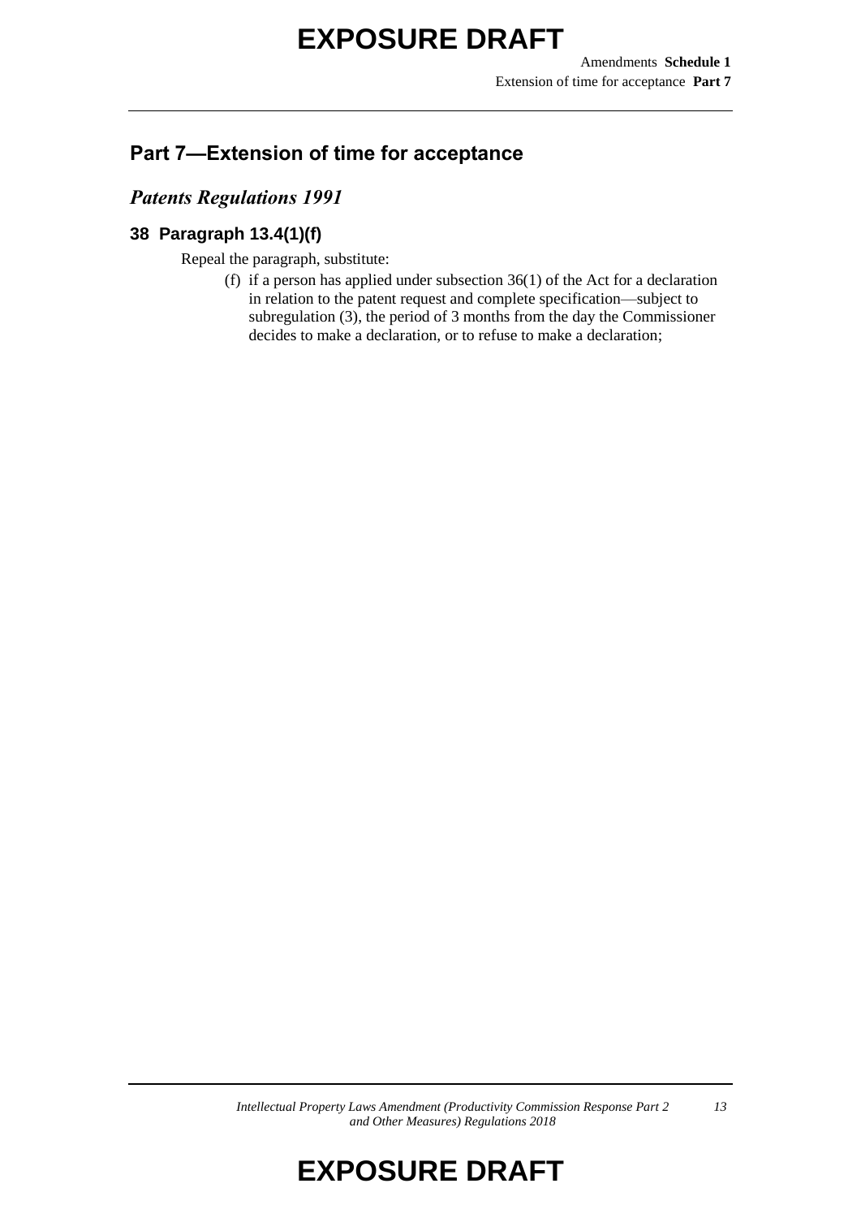## Part 7—Extension of time for acceptance

### *Patents Regulations 1991*

#### 38 Paragraph 13.4(1)(f)

Repeal the paragraph, substitute:

(f) if a person has applied under subsection 36(1) of the Act for a declaration in relation to the patent request and complete specification—subject to subregulation (3), the period of 3 months from the day the Commissioner decides to make a declaration, or to refuse to make a declaration;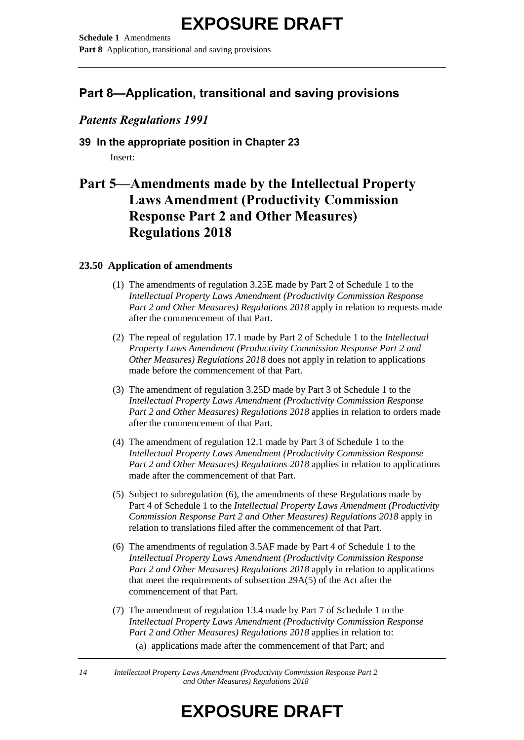# Part 8—Application, transitional and saving provisions

## *Patents Regulations 1991*

### 39 In the appropriate position in Chapter 23

Insert:

# Part 5—Amendments made by the Intellectual Property Laws Amendment (Productivity Commission Response Part 2 and Other Measures) Regulations 2018

### 23.50 Application of amendments

(1) The amendments of regulation 3.25E made by Part 2 of Schedule 1 to the *Intellectual Property Laws Amendment (Productivity Commission Response Part 2 and Other Measures) Regulations 2018* apply in relation to requests made after the commencement of that Part.

(2) The repeal of regulation 17.1 made by Part 2 of Schedule 1 to the *Intellectual Property Laws Amendment (Productivity Commission Response Part 2 and Other Measures) Regulations 2018* does not apply in relation to applications made before the commencement of that Part.

(3) The amendment of regulation 3.25D made by Part 3 of Schedule 1 to the *Intellectual Property Laws Amendment (Productivity Commission Response Part 2 and Other Measures) Regulations 2018* applies in relation to orders made after the commencement of that Part.

(4) The amendment of regulation 12.1 made by Part 3 of Schedule 1 to the *Intellectual Property Laws Amendment (Productivity Commission Response Part 2 and Other Measures) Regulations 2018* applies in relation to applications made after the commencement of that Part.

(5) Subject to subregulation (6), the amendments of these Regulations made by Part 4 of Schedule 1 to the *Intellectual Property Laws Amendment (Productivity Commission Response Part 2 and Other Measures) Regulations 2018* apply in relation to translations filed after the commencement of that Part.

(6) The amendments of regulation 3.5AF made by Part 4 of Schedule 1 to the *Intellectual Property Laws Amendment (Productivity Commission Response Part 2 and Other Measures) Regulations 2018* apply in relation to applications that meet the requirements of subsection 29A(5) of the Act after the commencement of that Part.

(7) The amendment of regulation 13.4 made by Part 7 of Schedule 1 to the *Intellectual Property Laws Amendment (Productivity Commission Response Part 2 and Other Measures) Regulations 2018* applies in relation to:

   (a) applications made after the commencement of that Part; and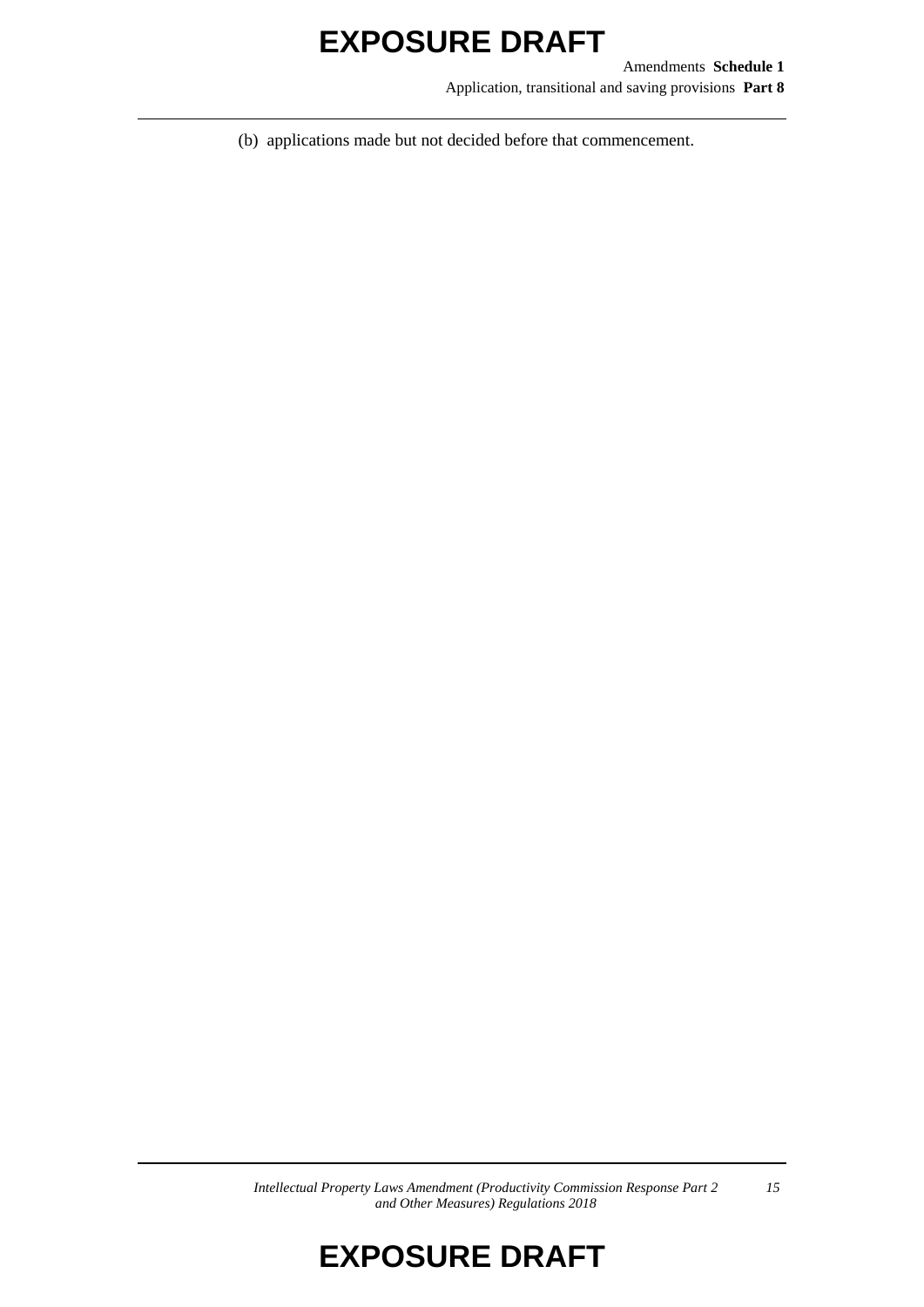(b) applications made but not decided before that commencement.